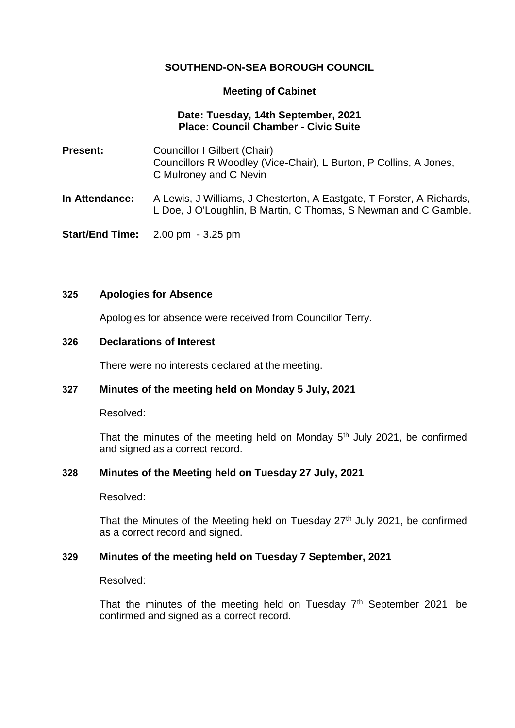# SOUTHEND-ON-SEA BOROUGH COUNCIL

## Meeting of Cabinet

**Date: Tuesday, 14th September, 2021**
**Place: Council Chamber - Civic Suite**

**Present:** Councillor I Gilbert (Chair)
Councillors R Woodley (Vice-Chair), L Burton, P Collins, A Jones, C Mulroney and C Nevin

**In Attendance:** A Lewis, J Williams, J Chesterton, A Eastgate, T Forster, A Richards, L Doe, J O'Loughlin, B Martin, C Thomas, S Newman and C Gamble.

**Start/End Time:** 2.00 pm - 3.25 pm

### 325 Apologies for Absence

Apologies for absence were received from Councillor Terry.

### 326 Declarations of Interest

There were no interests declared at the meeting.

### 327 Minutes of the meeting held on Monday 5 July, 2021

Resolved:

That the minutes of the meeting held on Monday 5th July 2021, be confirmed and signed as a correct record.

### 328 Minutes of the Meeting held on Tuesday 27 July, 2021

Resolved:

That the Minutes of the Meeting held on Tuesday 27th July 2021, be confirmed as a correct record and signed.

### 329 Minutes of the meeting held on Tuesday 7 September, 2021

Resolved:

That the minutes of the meeting held on Tuesday 7th September 2021, be confirmed and signed as a correct record.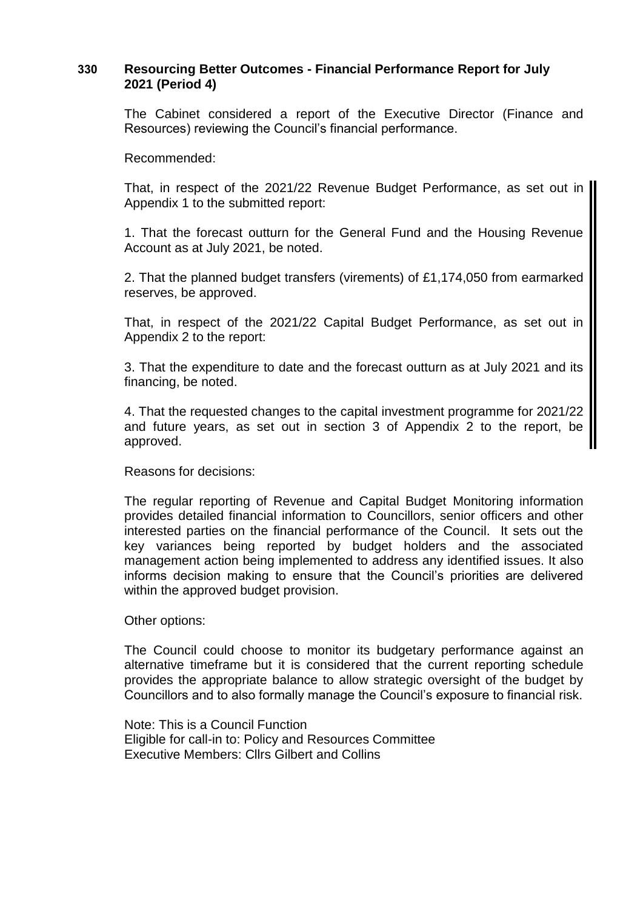## 330 Resourcing Better Outcomes - Financial Performance Report for July 2021 (Period 4)

The Cabinet considered a report of the Executive Director (Finance and Resources) reviewing the Council's financial performance.

Recommended:

That, in respect of the 2021/22 Revenue Budget Performance, as set out in Appendix 1 to the submitted report:

1. That the forecast outturn for the General Fund and the Housing Revenue Account as at July 2021, be noted.

2. That the planned budget transfers (virements) of £1,174,050 from earmarked reserves, be approved.

That, in respect of the 2021/22 Capital Budget Performance, as set out in Appendix 2 to the report:

3. That the expenditure to date and the forecast outturn as at July 2021 and its financing, be noted.

4. That the requested changes to the capital investment programme for 2021/22 and future years, as set out in section 3 of Appendix 2 to the report, be approved.

Reasons for decisions:

The regular reporting of Revenue and Capital Budget Monitoring information provides detailed financial information to Councillors, senior officers and other interested parties on the financial performance of the Council. It sets out the key variances being reported by budget holders and the associated management action being implemented to address any identified issues. It also informs decision making to ensure that the Council's priorities are delivered within the approved budget provision.

Other options:

The Council could choose to monitor its budgetary performance against an alternative timeframe but it is considered that the current reporting schedule provides the appropriate balance to allow strategic oversight of the budget by Councillors and to also formally manage the Council's exposure to financial risk.

Note: This is a Council Function
Eligible for call-in to: Policy and Resources Committee
Executive Members: Cllrs Gilbert and Collins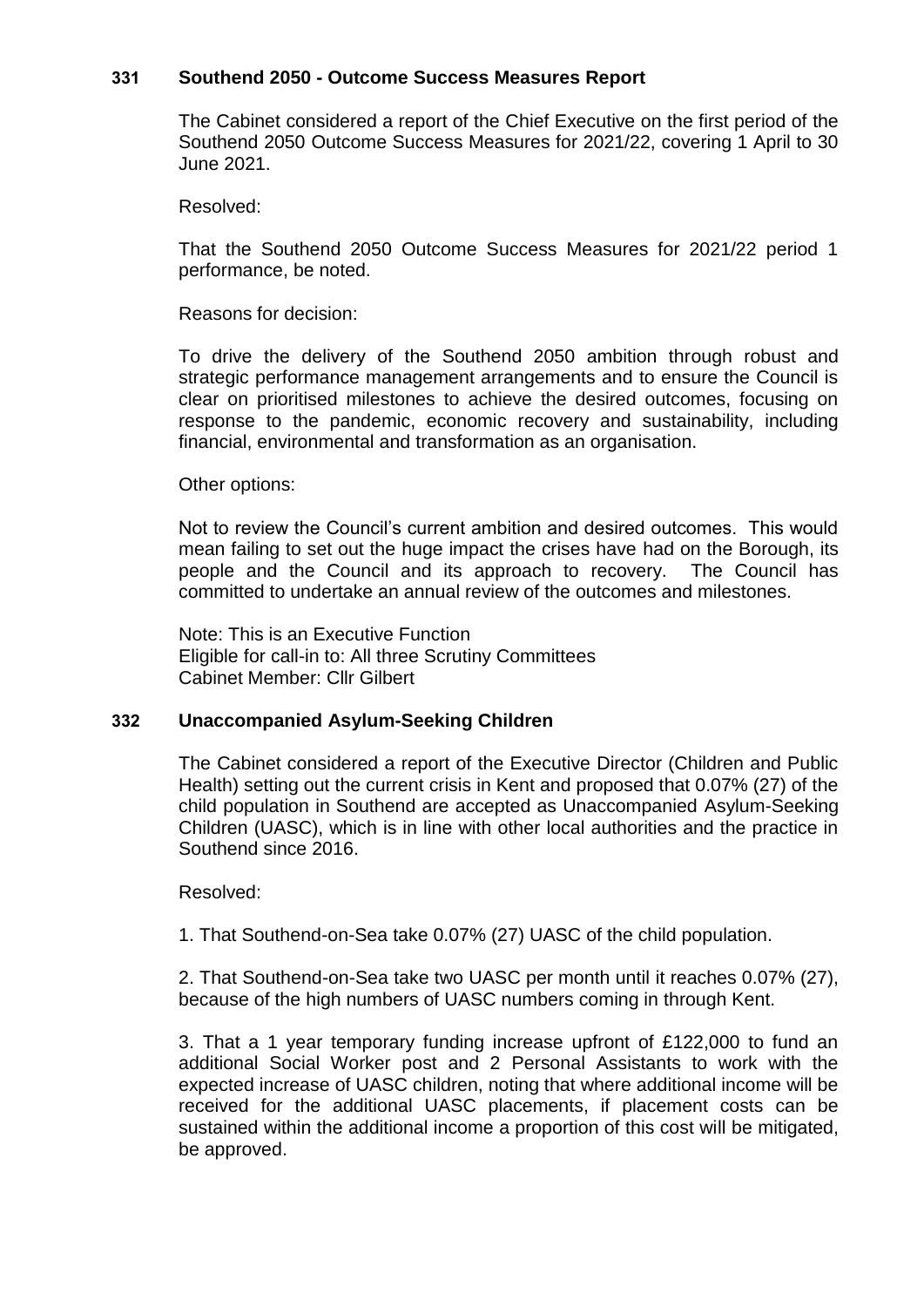## 331 Southend 2050 - Outcome Success Measures Report

The Cabinet considered a report of the Chief Executive on the first period of the Southend 2050 Outcome Success Measures for 2021/22, covering 1 April to 30 June 2021.

Resolved:

That the Southend 2050 Outcome Success Measures for 2021/22 period 1 performance, be noted.

Reasons for decision:

To drive the delivery of the Southend 2050 ambition through robust and strategic performance management arrangements and to ensure the Council is clear on prioritised milestones to achieve the desired outcomes, focusing on response to the pandemic, economic recovery and sustainability, including financial, environmental and transformation as an organisation.

Other options:

Not to review the Council's current ambition and desired outcomes. This would mean failing to set out the huge impact the crises have had on the Borough, its people and the Council and its approach to recovery. The Council has committed to undertake an annual review of the outcomes and milestones.

Note: This is an Executive Function
Eligible for call-in to: All three Scrutiny Committees
Cabinet Member: Cllr Gilbert

## 332 Unaccompanied Asylum-Seeking Children

The Cabinet considered a report of the Executive Director (Children and Public Health) setting out the current crisis in Kent and proposed that 0.07% (27) of the child population in Southend are accepted as Unaccompanied Asylum-Seeking Children (UASC), which is in line with other local authorities and the practice in Southend since 2016.

Resolved:

1. That Southend-on-Sea take 0.07% (27) UASC of the child population.

2. That Southend-on-Sea take two UASC per month until it reaches 0.07% (27), because of the high numbers of UASC numbers coming in through Kent.

3. That a 1 year temporary funding increase upfront of £122,000 to fund an additional Social Worker post and 2 Personal Assistants to work with the expected increase of UASC children, noting that where additional income will be received for the additional UASC placements, if placement costs can be sustained within the additional income a proportion of this cost will be mitigated, be approved.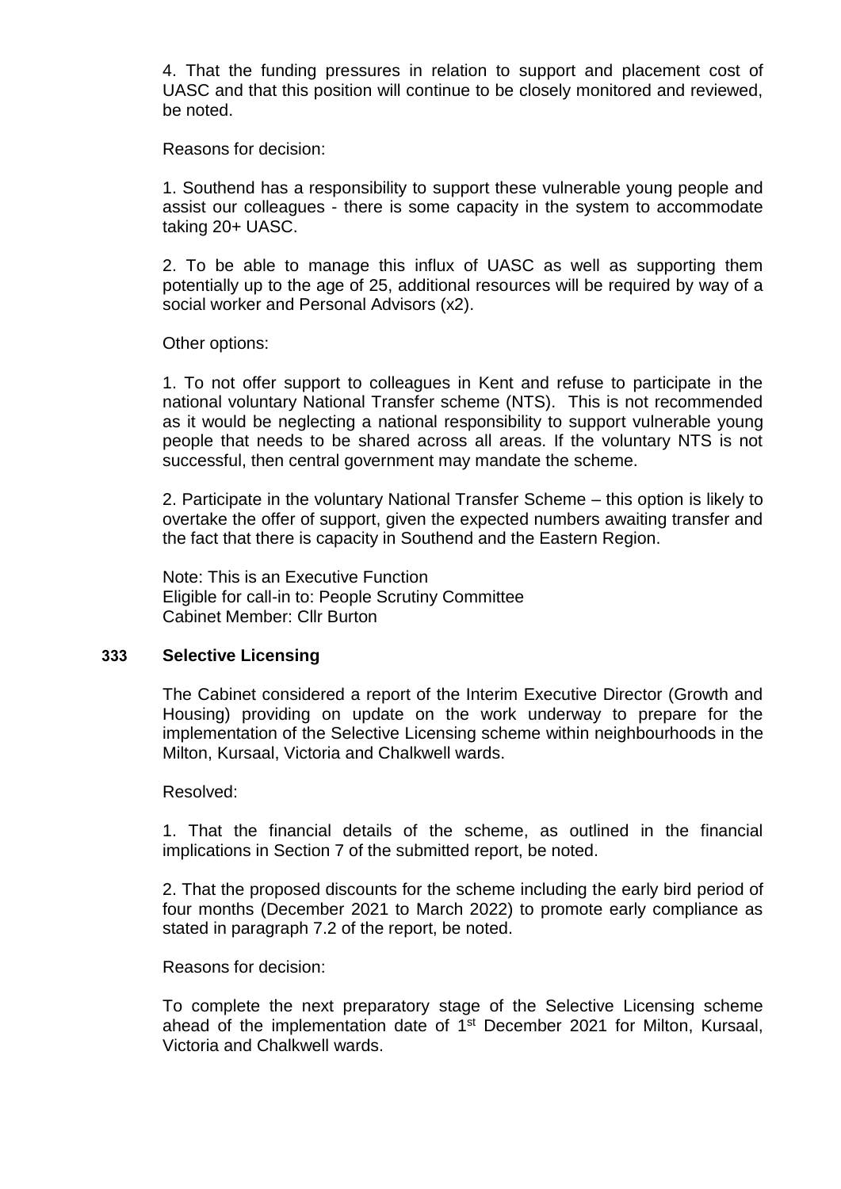4. That the funding pressures in relation to support and placement cost of UASC and that this position will continue to be closely monitored and reviewed, be noted.

Reasons for decision:

1. Southend has a responsibility to support these vulnerable young people and assist our colleagues - there is some capacity in the system to accommodate taking 20+ UASC.

2. To be able to manage this influx of UASC as well as supporting them potentially up to the age of 25, additional resources will be required by way of a social worker and Personal Advisors (x2).

Other options:

1. To not offer support to colleagues in Kent and refuse to participate in the national voluntary National Transfer scheme (NTS). This is not recommended as it would be neglecting a national responsibility to support vulnerable young people that needs to be shared across all areas. If the voluntary NTS is not successful, then central government may mandate the scheme.

2. Participate in the voluntary National Transfer Scheme – this option is likely to overtake the offer of support, given the expected numbers awaiting transfer and the fact that there is capacity in Southend and the Eastern Region.

Note: This is an Executive Function
Eligible for call-in to: People Scrutiny Committee
Cabinet Member: Cllr Burton

## 333 Selective Licensing

The Cabinet considered a report of the Interim Executive Director (Growth and Housing) providing on update on the work underway to prepare for the implementation of the Selective Licensing scheme within neighbourhoods in the Milton, Kursaal, Victoria and Chalkwell wards.

Resolved:

1. That the financial details of the scheme, as outlined in the financial implications in Section 7 of the submitted report, be noted.

2. That the proposed discounts for the scheme including the early bird period of four months (December 2021 to March 2022) to promote early compliance as stated in paragraph 7.2 of the report, be noted.

Reasons for decision:

To complete the next preparatory stage of the Selective Licensing scheme ahead of the implementation date of 1st December 2021 for Milton, Kursaal, Victoria and Chalkwell wards.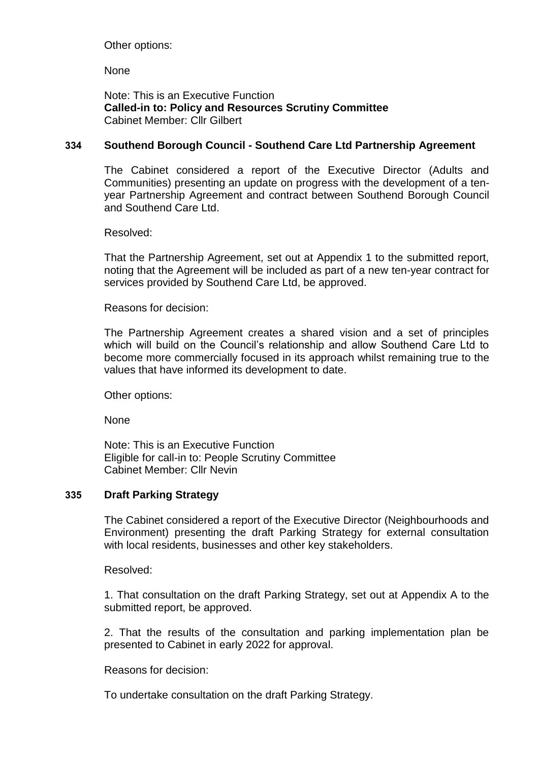Other options:

None

Note: This is an Executive Function
**Called-in to: Policy and Resources Scrutiny Committee**
Cabinet Member: Cllr Gilbert

### 334 Southend Borough Council - Southend Care Ltd Partnership Agreement

The Cabinet considered a report of the Executive Director (Adults and Communities) presenting an update on progress with the development of a ten-year Partnership Agreement and contract between Southend Borough Council and Southend Care Ltd.

Resolved:

That the Partnership Agreement, set out at Appendix 1 to the submitted report, noting that the Agreement will be included as part of a new ten-year contract for services provided by Southend Care Ltd, be approved.

Reasons for decision:

The Partnership Agreement creates a shared vision and a set of principles which will build on the Council's relationship and allow Southend Care Ltd to become more commercially focused in its approach whilst remaining true to the values that have informed its development to date.

Other options:

None

Note: This is an Executive Function
Eligible for call-in to: People Scrutiny Committee
Cabinet Member: Cllr Nevin

### 335 Draft Parking Strategy

The Cabinet considered a report of the Executive Director (Neighbourhoods and Environment) presenting the draft Parking Strategy for external consultation with local residents, businesses and other key stakeholders.

Resolved:

1. That consultation on the draft Parking Strategy, set out at Appendix A to the submitted report, be approved.

2. That the results of the consultation and parking implementation plan be presented to Cabinet in early 2022 for approval.

Reasons for decision:

To undertake consultation on the draft Parking Strategy.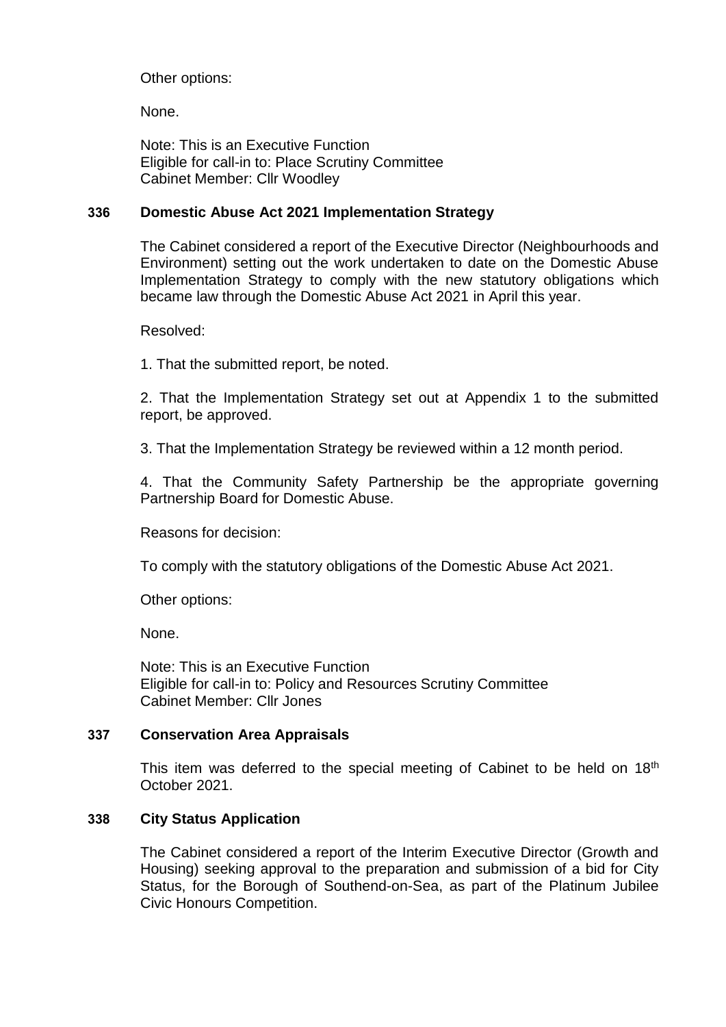Other options:

None.

Note: This is an Executive Function
Eligible for call-in to: Place Scrutiny Committee
Cabinet Member: Cllr Woodley

### 336 Domestic Abuse Act 2021 Implementation Strategy

The Cabinet considered a report of the Executive Director (Neighbourhoods and Environment) setting out the work undertaken to date on the Domestic Abuse Implementation Strategy to comply with the new statutory obligations which became law through the Domestic Abuse Act 2021 in April this year.

Resolved:

1. That the submitted report, be noted.

2. That the Implementation Strategy set out at Appendix 1 to the submitted report, be approved.

3. That the Implementation Strategy be reviewed within a 12 month period.

4. That the Community Safety Partnership be the appropriate governing Partnership Board for Domestic Abuse.

Reasons for decision:

To comply with the statutory obligations of the Domestic Abuse Act 2021.

Other options:

None.

Note: This is an Executive Function
Eligible for call-in to: Policy and Resources Scrutiny Committee
Cabinet Member: Cllr Jones

### 337 Conservation Area Appraisals

This item was deferred to the special meeting of Cabinet to be held on 18th October 2021.

### 338 City Status Application

The Cabinet considered a report of the Interim Executive Director (Growth and Housing) seeking approval to the preparation and submission of a bid for City Status, for the Borough of Southend-on-Sea, as part of the Platinum Jubilee Civic Honours Competition.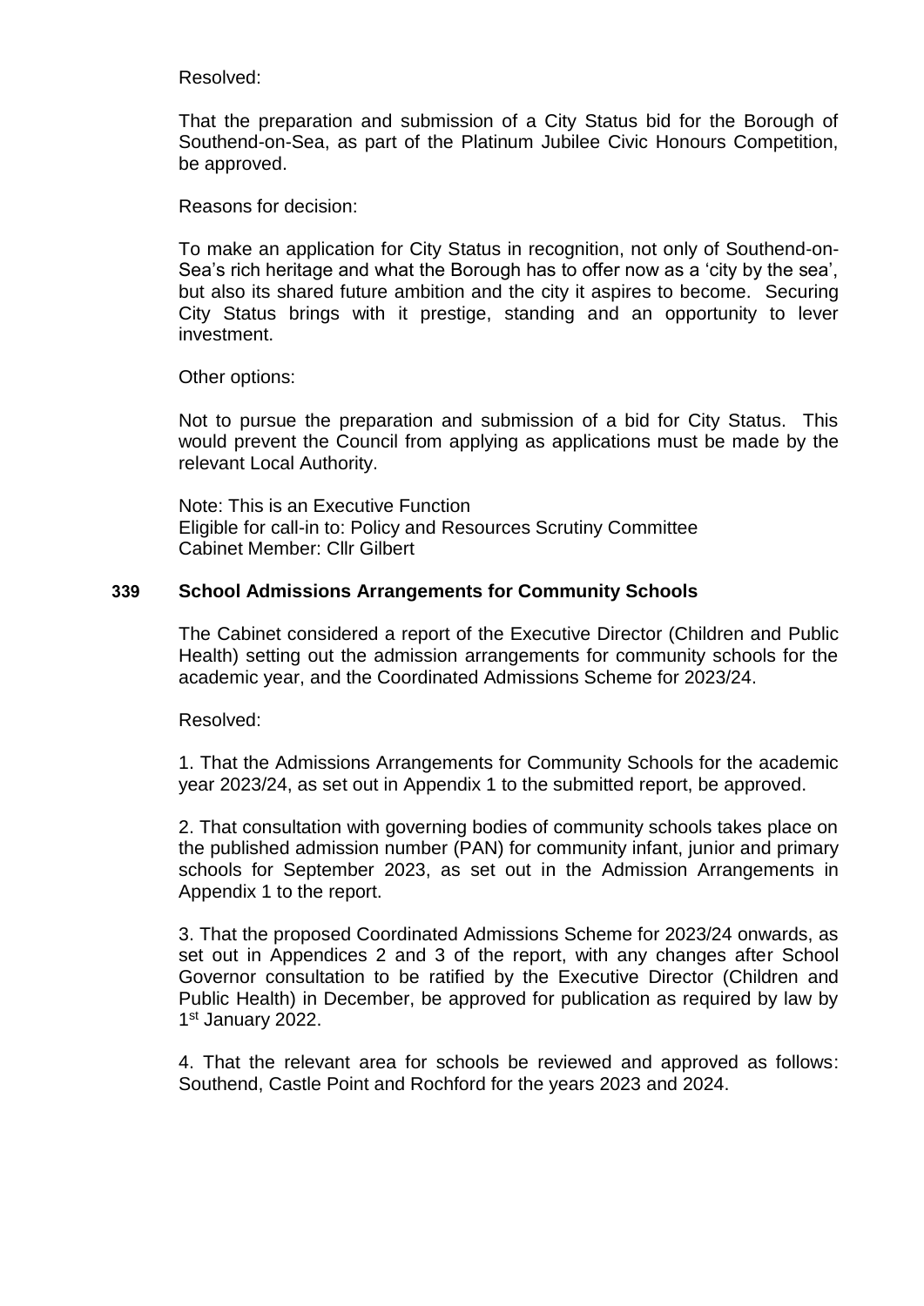Resolved:

That the preparation and submission of a City Status bid for the Borough of Southend-on-Sea, as part of the Platinum Jubilee Civic Honours Competition, be approved.

Reasons for decision:

To make an application for City Status in recognition, not only of Southend-on-Sea's rich heritage and what the Borough has to offer now as a 'city by the sea', but also its shared future ambition and the city it aspires to become. Securing City Status brings with it prestige, standing and an opportunity to lever investment.

Other options:

Not to pursue the preparation and submission of a bid for City Status. This would prevent the Council from applying as applications must be made by the relevant Local Authority.

Note: This is an Executive Function
Eligible for call-in to: Policy and Resources Scrutiny Committee
Cabinet Member: Cllr Gilbert

## 339 School Admissions Arrangements for Community Schools

The Cabinet considered a report of the Executive Director (Children and Public Health) setting out the admission arrangements for community schools for the academic year, and the Coordinated Admissions Scheme for 2023/24.

Resolved:

1. That the Admissions Arrangements for Community Schools for the academic year 2023/24, as set out in Appendix 1 to the submitted report, be approved.

2. That consultation with governing bodies of community schools takes place on the published admission number (PAN) for community infant, junior and primary schools for September 2023, as set out in the Admission Arrangements in Appendix 1 to the report.

3. That the proposed Coordinated Admissions Scheme for 2023/24 onwards, as set out in Appendices 2 and 3 of the report, with any changes after School Governor consultation to be ratified by the Executive Director (Children and Public Health) in December, be approved for publication as required by law by 1st January 2022.

4. That the relevant area for schools be reviewed and approved as follows: Southend, Castle Point and Rochford for the years 2023 and 2024.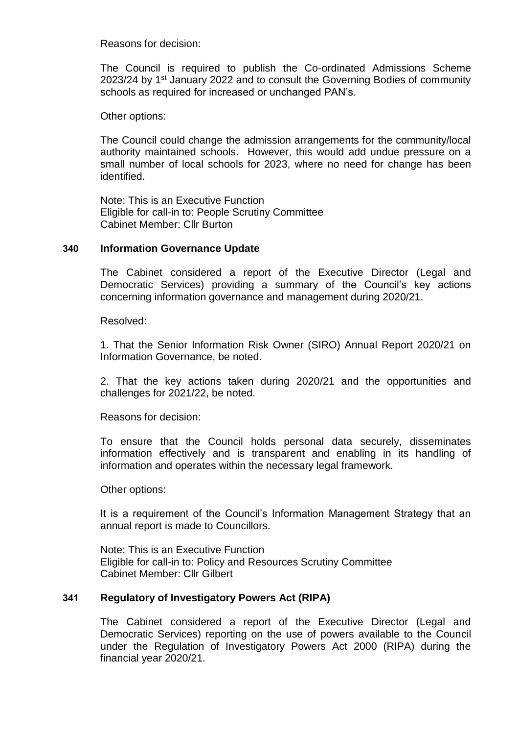Reasons for decision:

The Council is required to publish the Co-ordinated Admissions Scheme 2023/24 by 1st January 2022 and to consult the Governing Bodies of community schools as required for increased or unchanged PAN's.

Other options:

The Council could change the admission arrangements for the community/local authority maintained schools. However, this would add undue pressure on a small number of local schools for 2023, where no need for change has been identified.

Note: This is an Executive Function
Eligible for call-in to: People Scrutiny Committee
Cabinet Member: Cllr Burton

## 340 Information Governance Update

The Cabinet considered a report of the Executive Director (Legal and Democratic Services) providing a summary of the Council's key actions concerning information governance and management during 2020/21.

Resolved:

1. That the Senior Information Risk Owner (SIRO) Annual Report 2020/21 on Information Governance, be noted.

2. That the key actions taken during 2020/21 and the opportunities and challenges for 2021/22, be noted.

Reasons for decision:

To ensure that the Council holds personal data securely, disseminates information effectively and is transparent and enabling in its handling of information and operates within the necessary legal framework.

Other options:

It is a requirement of the Council's Information Management Strategy that an annual report is made to Councillors.

Note: This is an Executive Function
Eligible for call-in to: Policy and Resources Scrutiny Committee
Cabinet Member: Cllr Gilbert

## 341 Regulatory of Investigatory Powers Act (RIPA)

The Cabinet considered a report of the Executive Director (Legal and Democratic Services) reporting on the use of powers available to the Council under the Regulation of Investigatory Powers Act 2000 (RIPA) during the financial year 2020/21.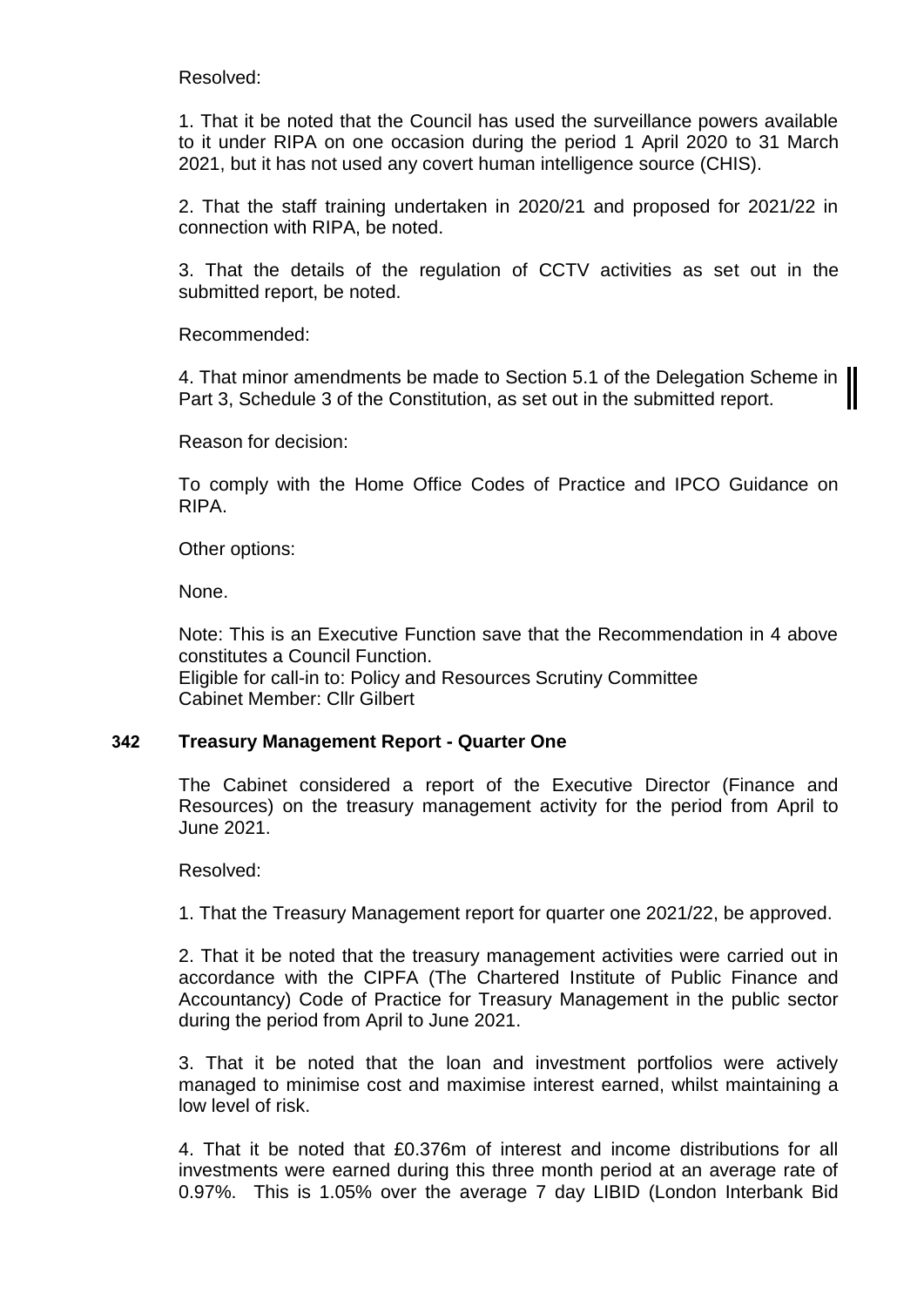Resolved:

1. That it be noted that the Council has used the surveillance powers available to it under RIPA on one occasion during the period 1 April 2020 to 31 March 2021, but it has not used any covert human intelligence source (CHIS).

2. That the staff training undertaken in 2020/21 and proposed for 2021/22 in connection with RIPA, be noted.

3. That the details of the regulation of CCTV activities as set out in the submitted report, be noted.

Recommended:

4. That minor amendments be made to Section 5.1 of the Delegation Scheme in Part 3, Schedule 3 of the Constitution, as set out in the submitted report.

Reason for decision:

To comply with the Home Office Codes of Practice and IPCO Guidance on RIPA.

Other options:

None.

Note: This is an Executive Function save that the Recommendation in 4 above constitutes a Council Function.
Eligible for call-in to: Policy and Resources Scrutiny Committee
Cabinet Member: Cllr Gilbert

## 342 Treasury Management Report - Quarter One

The Cabinet considered a report of the Executive Director (Finance and Resources) on the treasury management activity for the period from April to June 2021.

Resolved:

1. That the Treasury Management report for quarter one 2021/22, be approved.

2. That it be noted that the treasury management activities were carried out in accordance with the CIPFA (The Chartered Institute of Public Finance and Accountancy) Code of Practice for Treasury Management in the public sector during the period from April to June 2021.

3. That it be noted that the loan and investment portfolios were actively managed to minimise cost and maximise interest earned, whilst maintaining a low level of risk.

4. That it be noted that £0.376m of interest and income distributions for all investments were earned during this three month period at an average rate of 0.97%. This is 1.05% over the average 7 day LIBID (London Interbank Bid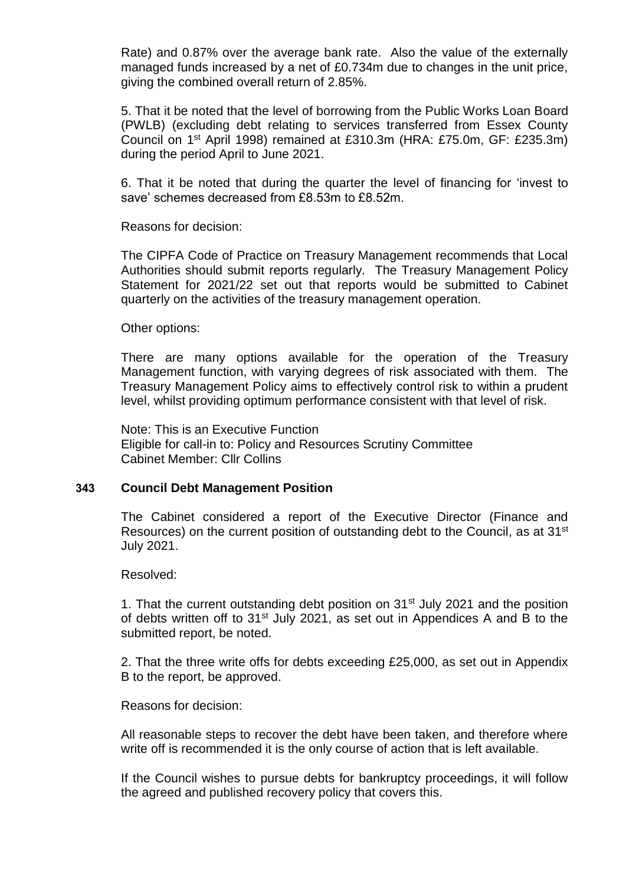Rate) and 0.87% over the average bank rate. Also the value of the externally managed funds increased by a net of £0.734m due to changes in the unit price, giving the combined overall return of 2.85%.

5. That it be noted that the level of borrowing from the Public Works Loan Board (PWLB) (excluding debt relating to services transferred from Essex County Council on 1st April 1998) remained at £310.3m (HRA: £75.0m, GF: £235.3m) during the period April to June 2021.

6. That it be noted that during the quarter the level of financing for 'invest to save' schemes decreased from £8.53m to £8.52m.

Reasons for decision:

The CIPFA Code of Practice on Treasury Management recommends that Local Authorities should submit reports regularly. The Treasury Management Policy Statement for 2021/22 set out that reports would be submitted to Cabinet quarterly on the activities of the treasury management operation.

Other options:

There are many options available for the operation of the Treasury Management function, with varying degrees of risk associated with them. The Treasury Management Policy aims to effectively control risk to within a prudent level, whilst providing optimum performance consistent with that level of risk.

Note: This is an Executive Function
Eligible for call-in to: Policy and Resources Scrutiny Committee
Cabinet Member: Cllr Collins

## 343 Council Debt Management Position

The Cabinet considered a report of the Executive Director (Finance and Resources) on the current position of outstanding debt to the Council, as at 31st July 2021.

Resolved:

1. That the current outstanding debt position on 31st July 2021 and the position of debts written off to 31st July 2021, as set out in Appendices A and B to the submitted report, be noted.

2. That the three write offs for debts exceeding £25,000, as set out in Appendix B to the report, be approved.

Reasons for decision:

All reasonable steps to recover the debt have been taken, and therefore where write off is recommended it is the only course of action that is left available.

If the Council wishes to pursue debts for bankruptcy proceedings, it will follow the agreed and published recovery policy that covers this.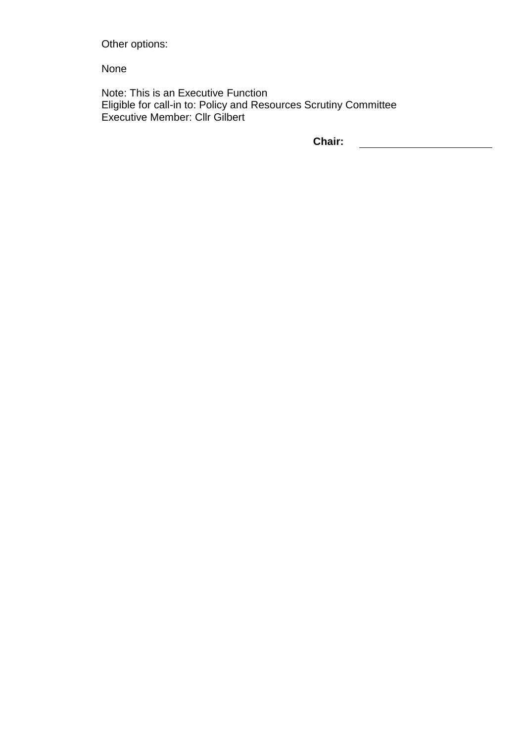Other options:

None

Note: This is an Executive Function
Eligible for call-in to: Policy and Resources Scrutiny Committee
Executive Member: Cllr Gilbert

**Chair:** ________________________